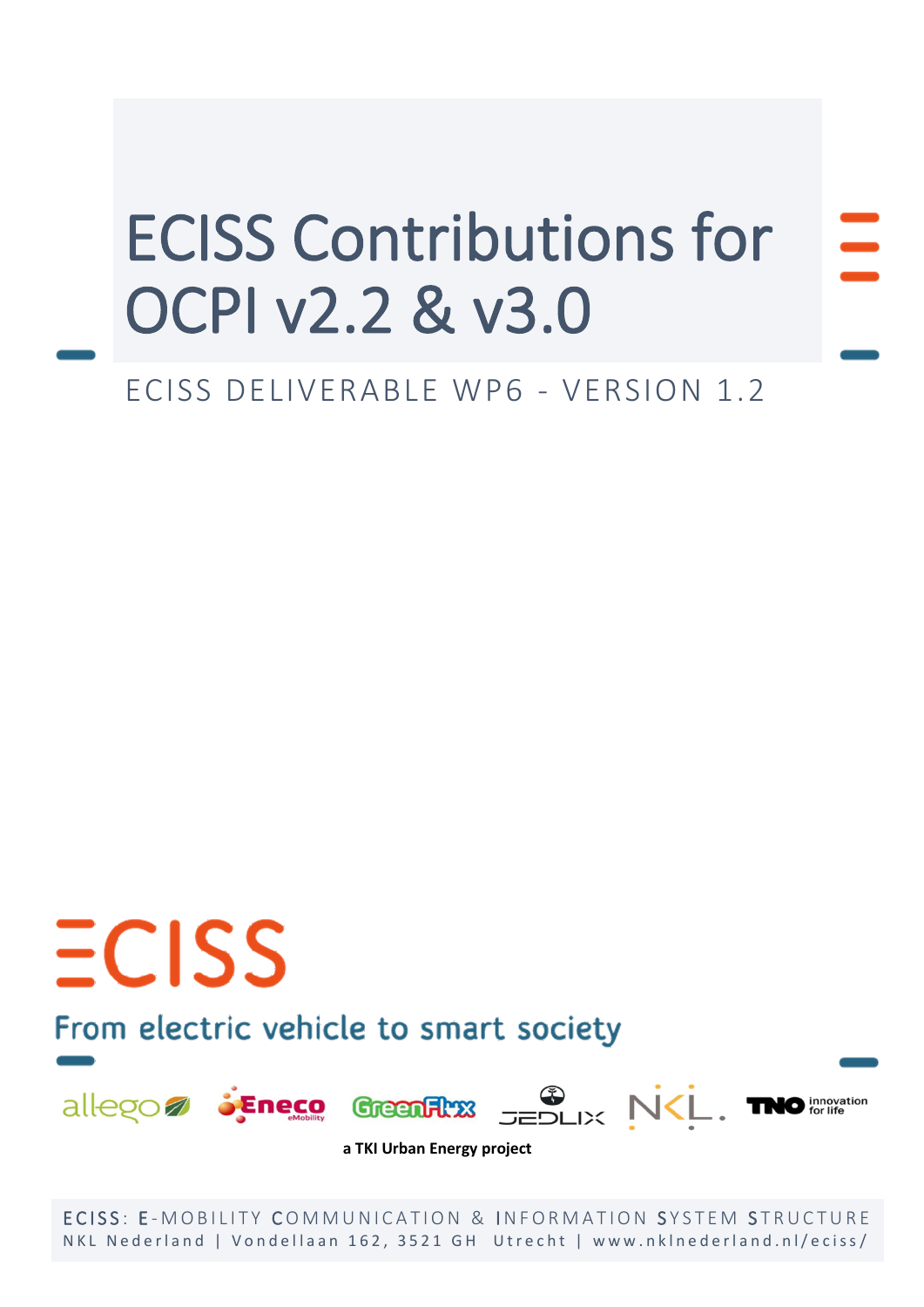# ECISS Contributions for OCPI v2.2 & v3.0

ECISS DELIVERABLE WP6 - VERSION 1.2

ECISS

From electric vehicle to smart society

allego Eneco eMobility GreenFlux JEDLIX NKL. TNO innovation for life

**a TKI Urban Energy project**

ECISS: E-MOBILITY COMMUNICATION & INFORMATION SYSTEM STRUCTURE
NKL Nederland | Vondellaan 162, 3521 GH Utrecht | www.nklnederland.nl/eciss/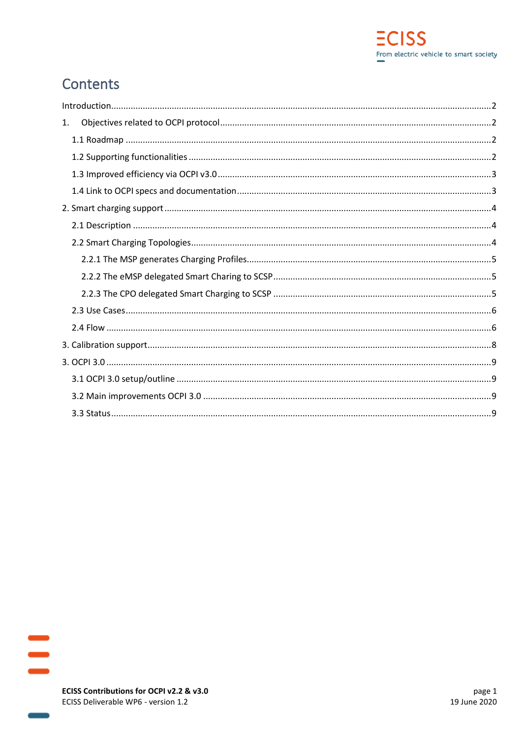# Contents

Introduction....................................................................................................2

1. Objectives related to OCPI protocol....................................................................................................2

1.1 Roadmap....................................................................................................2

1.2 Supporting functionalities....................................................................................................2

1.3 Improved efficiency via OCPI v3.0....................................................................................................3

1.4 Link to OCPI specs and documentation....................................................................................................3

2. Smart charging support....................................................................................................4

2.1 Description....................................................................................................4

2.2 Smart Charging Topologies....................................................................................................4

2.2.1 The MSP generates Charging Profiles....................................................................................................5

2.2.2 The eMSP delegated Smart Charing to SCSP....................................................................................................5

2.2.3 The CPO delegated Smart Charging to SCSP....................................................................................................5

2.3 Use Cases....................................................................................................6

2.4 Flow....................................................................................................6

3. Calibration support....................................................................................................8

3. OCPI 3.0....................................................................................................9

3.1 OCPI 3.0 setup/outline....................................................................................................9

3.2 Main improvements OCPI 3.0....................................................................................................9

3.3 Status....................................................................................................9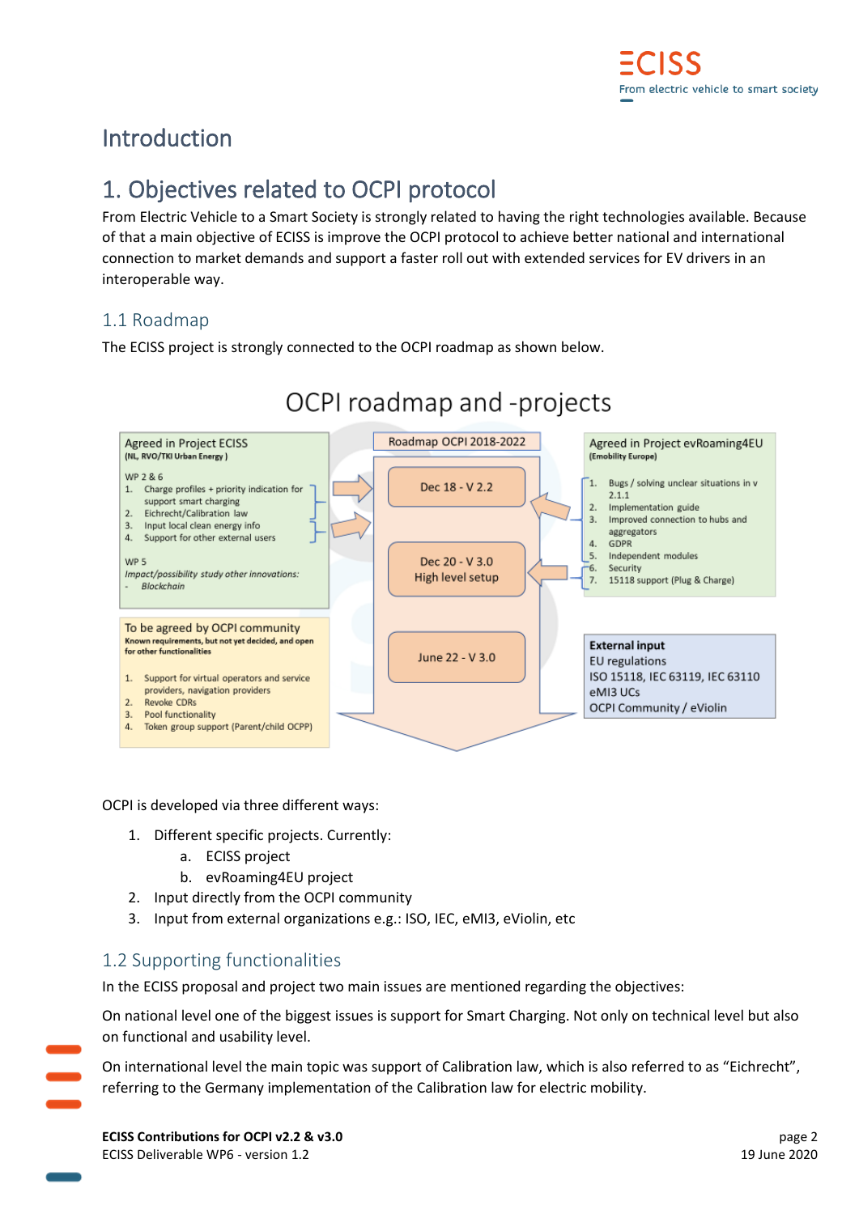# Introduction

# 1. Objectives related to OCPI protocol

From Electric Vehicle to a Smart Society is strongly related to having the right technologies available. Because of that a main objective of ECISS is improve the OCPI protocol to achieve better national and international connection to market demands and support a faster roll out with extended services for EV drivers in an interoperable way.

## 1.1 Roadmap

The ECISS project is strongly connected to the OCPI roadmap as shown below.

**OCPI roadmap and -projects**

**Agreed in Project ECISS**
(NL, RVO/TKI Urban Energy )

WP 2 & 6
1. Charge profiles + priority indication for support smart charging
2. Eichrecht/Calibration law
3. Input local clean energy info
4. Support for other external users

WP 5
*Impact/possibility study other innovations:*
- *Blockchain*

**To be agreed by OCPI community**
Known requirements, but not yet decided, and open for other functionalities

1. Support for virtual operators and service providers, navigation providers
2. Revoke CDRs
3. Pool functionality
4. Token group support (Parent/child OCPP)

**Roadmap OCPI 2018-2022**
- Dec 18 - V 2.2
- Dec 20 - V 3.0 High level setup
- June 22 - V 3.0

**Agreed in Project evRoaming4EU**
(Emobility Europe)

1. Bugs / solving unclear situations in v 2.1.1
2. Implementation guide
3. Improved connection to hubs and aggregators
4. GDPR
5. Independent modules
6. Security
7. 15118 support (Plug & Charge)

**External input**
EU regulations
ISO 15118, IEC 63119, IEC 63110
eMI3 UCs
OCPI Community / eViolin

OCPI is developed via three different ways:

1. Different specific projects. Currently:
   a. ECISS project
   b. evRoaming4EU project
2. Input directly from the OCPI community
3. Input from external organizations e.g.: ISO, IEC, eMI3, eViolin, etc

## 1.2 Supporting functionalities

In the ECISS proposal and project two main issues are mentioned regarding the objectives:

On national level one of the biggest issues is support for Smart Charging. Not only on technical level but also on functional and usability level.

On international level the main topic was support of Calibration law, which is also referred to as "Eichrecht", referring to the Germany implementation of the Calibration law for electric mobility.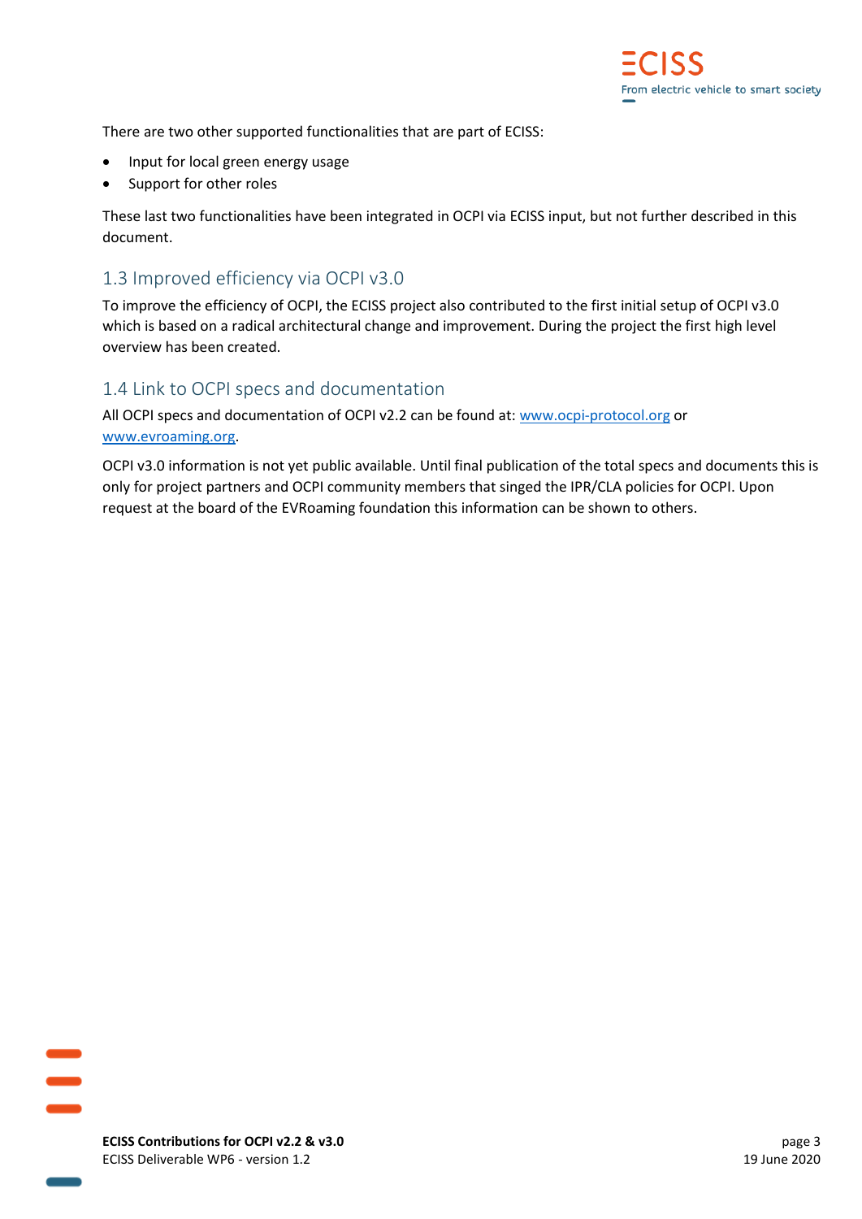There are two other supported functionalities that are part of ECISS:

- Input for local green energy usage
- Support for other roles

These last two functionalities have been integrated in OCPI via ECISS input, but not further described in this document.

## 1.3 Improved efficiency via OCPI v3.0

To improve the efficiency of OCPI, the ECISS project also contributed to the first initial setup of OCPI v3.0 which is based on a radical architectural change and improvement. During the project the first high level overview has been created.

## 1.4 Link to OCPI specs and documentation

All OCPI specs and documentation of OCPI v2.2 can be found at: [www.ocpi-protocol.org](http://www.ocpi-protocol.org) or [www.evroaming.org](http://www.evroaming.org).

OCPI v3.0 information is not yet public available. Until final publication of the total specs and documents this is only for project partners and OCPI community members that singed the IPR/CLA policies for OCPI. Upon request at the board of the EVRoaming foundation this information can be shown to others.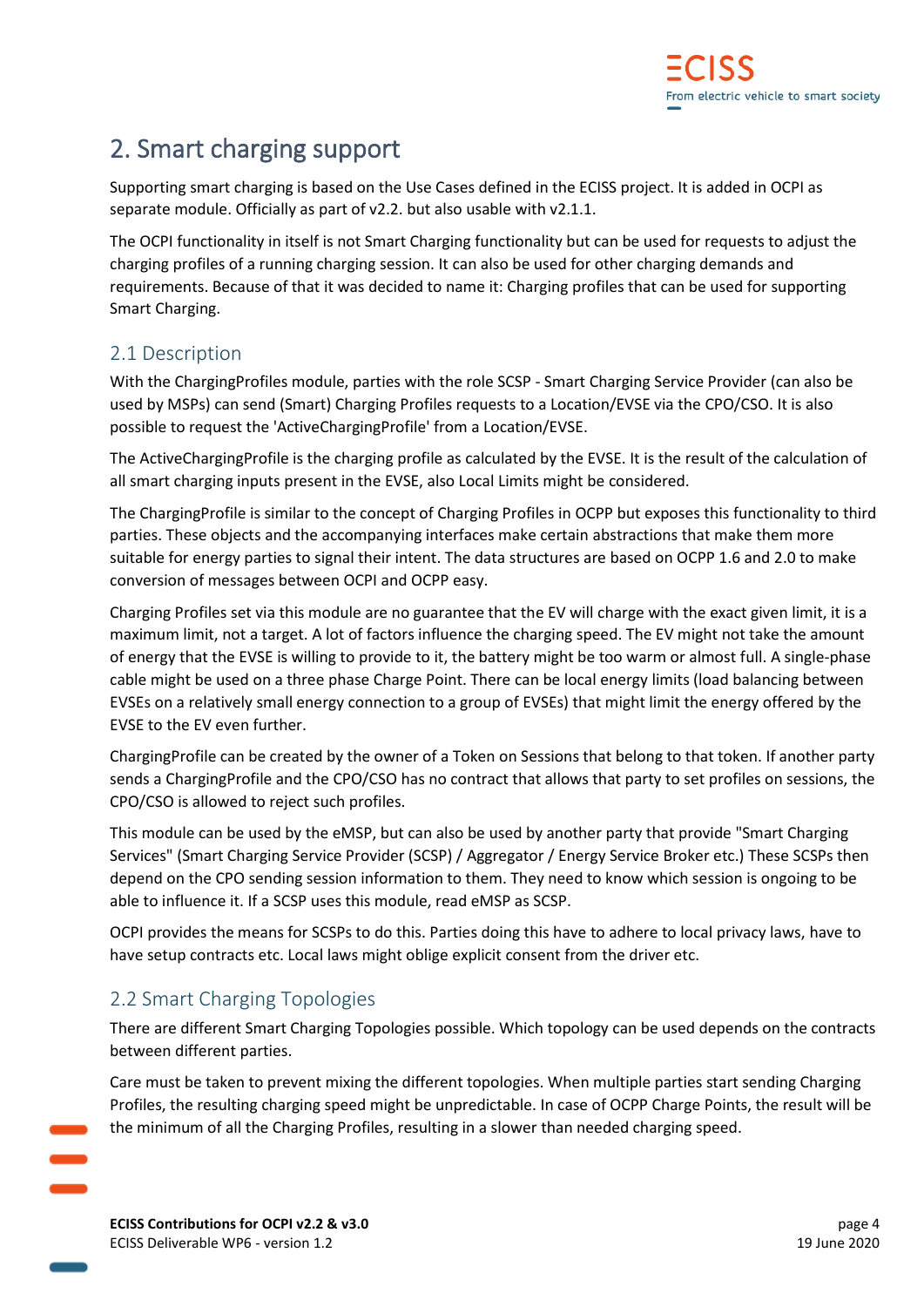# 2. Smart charging support

Supporting smart charging is based on the Use Cases defined in the ECISS project. It is added in OCPI as separate module. Officially as part of v2.2. but also usable with v2.1.1.

The OCPI functionality in itself is not Smart Charging functionality but can be used for requests to adjust the charging profiles of a running charging session. It can also be used for other charging demands and requirements. Because of that it was decided to name it: Charging profiles that can be used for supporting Smart Charging.

## 2.1 Description

With the ChargingProfiles module, parties with the role SCSP - Smart Charging Service Provider (can also be used by MSPs) can send (Smart) Charging Profiles requests to a Location/EVSE via the CPO/CSO. It is also possible to request the 'ActiveChargingProfile' from a Location/EVSE.

The ActiveChargingProfile is the charging profile as calculated by the EVSE. It is the result of the calculation of all smart charging inputs present in the EVSE, also Local Limits might be considered.

The ChargingProfile is similar to the concept of Charging Profiles in OCPP but exposes this functionality to third parties. These objects and the accompanying interfaces make certain abstractions that make them more suitable for energy parties to signal their intent. The data structures are based on OCPP 1.6 and 2.0 to make conversion of messages between OCPI and OCPP easy.

Charging Profiles set via this module are no guarantee that the EV will charge with the exact given limit, it is a maximum limit, not a target. A lot of factors influence the charging speed. The EV might not take the amount of energy that the EVSE is willing to provide to it, the battery might be too warm or almost full. A single-phase cable might be used on a three phase Charge Point. There can be local energy limits (load balancing between EVSEs on a relatively small energy connection to a group of EVSEs) that might limit the energy offered by the EVSE to the EV even further.

ChargingProfile can be created by the owner of a Token on Sessions that belong to that token. If another party sends a ChargingProfile and the CPO/CSO has no contract that allows that party to set profiles on sessions, the CPO/CSO is allowed to reject such profiles.

This module can be used by the eMSP, but can also be used by another party that provide "Smart Charging Services" (Smart Charging Service Provider (SCSP) / Aggregator / Energy Service Broker etc.) These SCSPs then depend on the CPO sending session information to them. They need to know which session is ongoing to be able to influence it. If a SCSP uses this module, read eMSP as SCSP.

OCPI provides the means for SCSPs to do this. Parties doing this have to adhere to local privacy laws, have to have setup contracts etc. Local laws might oblige explicit consent from the driver etc.

## 2.2 Smart Charging Topologies

There are different Smart Charging Topologies possible. Which topology can be used depends on the contracts between different parties.

Care must be taken to prevent mixing the different topologies. When multiple parties start sending Charging Profiles, the resulting charging speed might be unpredictable. In case of OCPP Charge Points, the result will be the minimum of all the Charging Profiles, resulting in a slower than needed charging speed.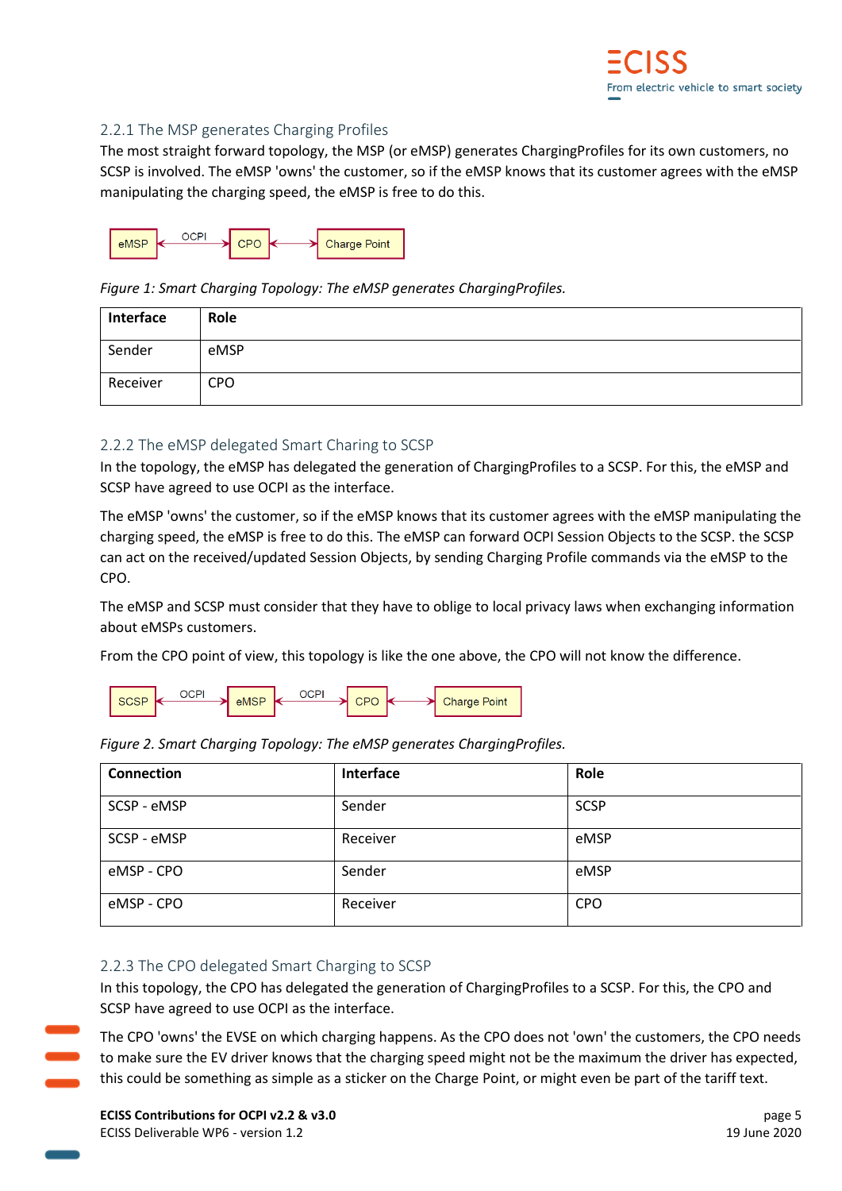### 2.2.1 The MSP generates Charging Profiles

The most straight forward topology, the MSP (or eMSP) generates ChargingProfiles for its own customers, no SCSP is involved. The eMSP 'owns' the customer, so if the eMSP knows that its customer agrees with the eMSP manipulating the charging speed, the eMSP is free to do this.

eMSP ←OCPI→ CPO ←→ Charge Point

*Figure 1: Smart Charging Topology: The eMSP generates ChargingProfiles.*

| Interface | Role |
| --- | --- |
| Sender | eMSP |
| Receiver | CPO |

### 2.2.2 The eMSP delegated Smart Charing to SCSP

In the topology, the eMSP has delegated the generation of ChargingProfiles to a SCSP. For this, the eMSP and SCSP have agreed to use OCPI as the interface.

The eMSP 'owns' the customer, so if the eMSP knows that its customer agrees with the eMSP manipulating the charging speed, the eMSP is free to do this. The eMSP can forward OCPI Session Objects to the SCSP. the SCSP can act on the received/updated Session Objects, by sending Charging Profile commands via the eMSP to the CPO.

The eMSP and SCSP must consider that they have to oblige to local privacy laws when exchanging information about eMSPs customers.

From the CPO point of view, this topology is like the one above, the CPO will not know the difference.

SCSP ←OCPI→ eMSP ←OCPI→ CPO ←→ Charge Point

*Figure 2. Smart Charging Topology: The eMSP generates ChargingProfiles.*

| Connection | Interface | Role |
| --- | --- | --- |
| SCSP - eMSP | Sender | SCSP |
| SCSP - eMSP | Receiver | eMSP |
| eMSP - CPO | Sender | eMSP |
| eMSP - CPO | Receiver | CPO |

### 2.2.3 The CPO delegated Smart Charging to SCSP

In this topology, the CPO has delegated the generation of ChargingProfiles to a SCSP. For this, the CPO and SCSP have agreed to use OCPI as the interface.

The CPO 'owns' the EVSE on which charging happens. As the CPO does not 'own' the customers, the CPO needs to make sure the EV driver knows that the charging speed might not be the maximum the driver has expected, this could be something as simple as a sticker on the Charge Point, or might even be part of the tariff text.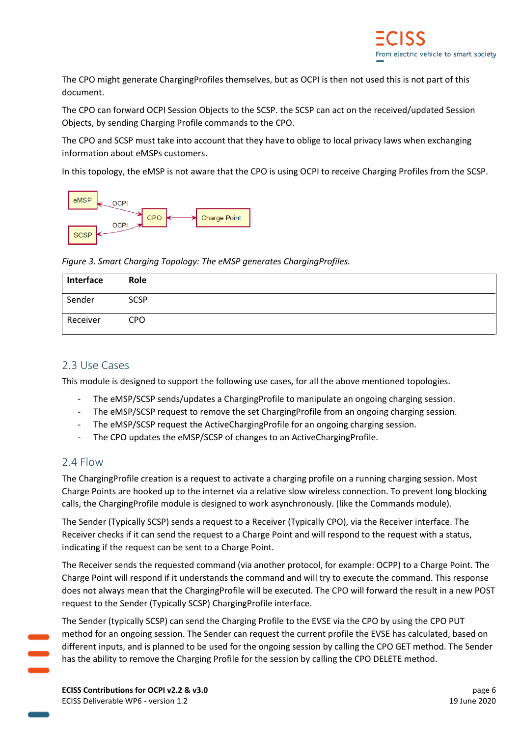The CPO might generate ChargingProfiles themselves, but as OCPI is then not used this is not part of this document.

The CPO can forward OCPI Session Objects to the SCSP. the SCSP can act on the received/updated Session Objects, by sending Charging Profile commands to the CPO.

The CPO and SCSP must take into account that they have to oblige to local privacy laws when exchanging information about eMSPs customers.

In this topology, the eMSP is not aware that the CPO is using OCPI to receive Charging Profiles from the SCSP.

*Figure 3. Smart Charging Topology: The eMSP generates ChargingProfiles.*

| Interface | Role |
|---|---|
| Sender | SCSP |
| Receiver | CPO |

## 2.3 Use Cases

This module is designed to support the following use cases, for all the above mentioned topologies.

- The eMSP/SCSP sends/updates a ChargingProfile to manipulate an ongoing charging session.
- The eMSP/SCSP request to remove the set ChargingProfile from an ongoing charging session.
- The eMSP/SCSP request the ActiveChargingProfile for an ongoing charging session.
- The CPO updates the eMSP/SCSP of changes to an ActiveChargingProfile.

## 2.4 Flow

The ChargingProfile creation is a request to activate a charging profile on a running charging session. Most Charge Points are hooked up to the internet via a relative slow wireless connection. To prevent long blocking calls, the ChargingProfile module is designed to work asynchronously. (like the Commands module).

The Sender (Typically SCSP) sends a request to a Receiver (Typically CPO), via the Receiver interface. The Receiver checks if it can send the request to a Charge Point and will respond to the request with a status, indicating if the request can be sent to a Charge Point.

The Receiver sends the requested command (via another protocol, for example: OCPP) to a Charge Point. The Charge Point will respond if it understands the command and will try to execute the command. This response does not always mean that the ChargingProfile will be executed. The CPO will forward the result in a new POST request to the Sender (Typically SCSP) ChargingProfile interface.

The Sender (typically SCSP) can send the Charging Profile to the EVSE via the CPO by using the CPO PUT method for an ongoing session. The Sender can request the current profile the EVSE has calculated, based on different inputs, and is planned to be used for the ongoing session by calling the CPO GET method. The Sender has the ability to remove the Charging Profile for the session by calling the CPO DELETE method.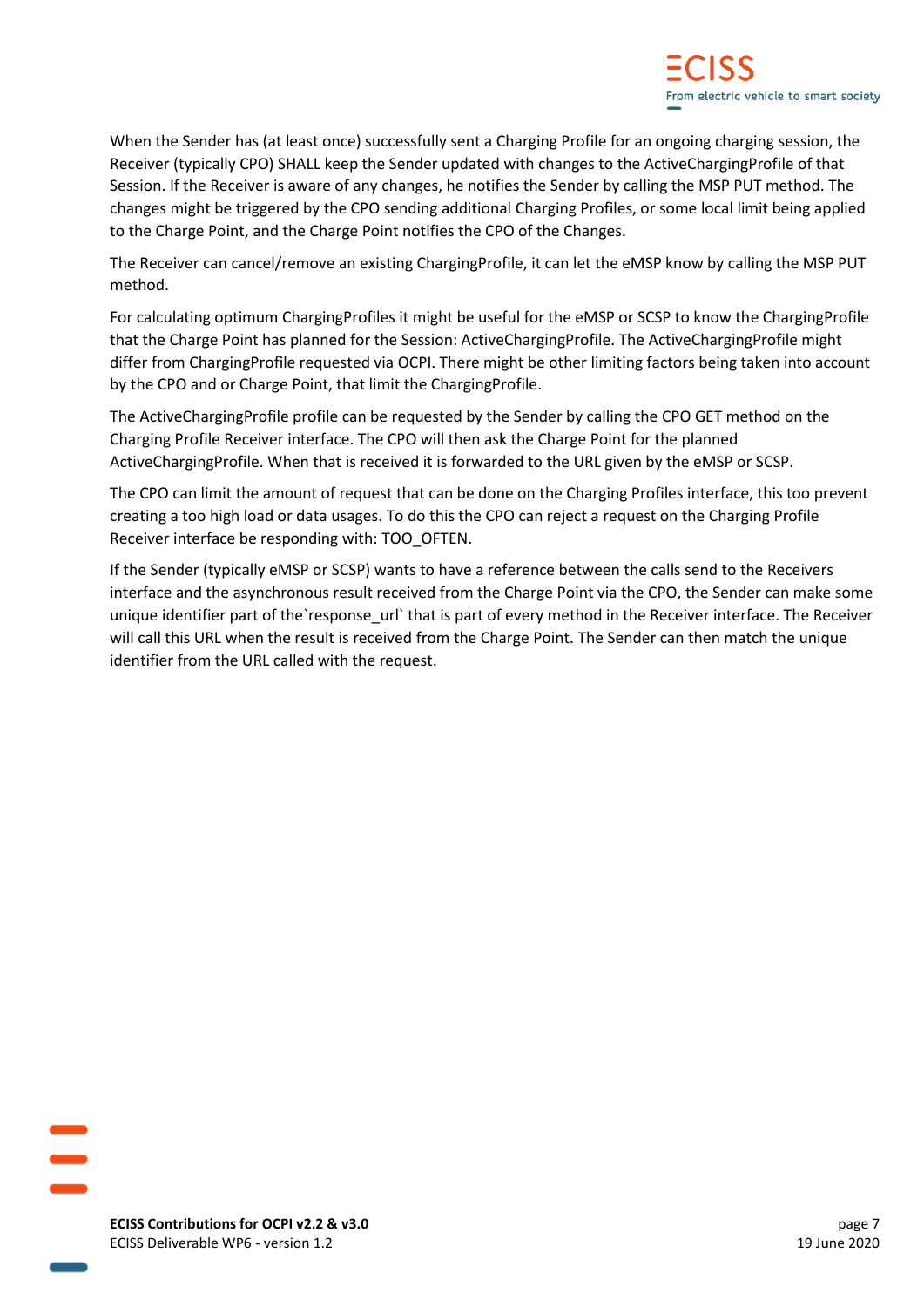When the Sender has (at least once) successfully sent a Charging Profile for an ongoing charging session, the Receiver (typically CPO) SHALL keep the Sender updated with changes to the ActiveChargingProfile of that Session. If the Receiver is aware of any changes, he notifies the Sender by calling the MSP PUT method. The changes might be triggered by the CPO sending additional Charging Profiles, or some local limit being applied to the Charge Point, and the Charge Point notifies the CPO of the Changes.

The Receiver can cancel/remove an existing ChargingProfile, it can let the eMSP know by calling the MSP PUT method.

For calculating optimum ChargingProfiles it might be useful for the eMSP or SCSP to know the ChargingProfile that the Charge Point has planned for the Session: ActiveChargingProfile. The ActiveChargingProfile might differ from ChargingProfile requested via OCPI. There might be other limiting factors being taken into account by the CPO and or Charge Point, that limit the ChargingProfile.

The ActiveChargingProfile profile can be requested by the Sender by calling the CPO GET method on the Charging Profile Receiver interface. The CPO will then ask the Charge Point for the planned ActiveChargingProfile. When that is received it is forwarded to the URL given by the eMSP or SCSP.

The CPO can limit the amount of request that can be done on the Charging Profiles interface, this too prevent creating a too high load or data usages. To do this the CPO can reject a request on the Charging Profile Receiver interface be responding with: TOO_OFTEN.

If the Sender (typically eMSP or SCSP) wants to have a reference between the calls send to the Receivers interface and the asynchronous result received from the Charge Point via the CPO, the Sender can make some unique identifier part of the`response_url` that is part of every method in the Receiver interface. The Receiver will call this URL when the result is received from the Charge Point. The Sender can then match the unique identifier from the URL called with the request.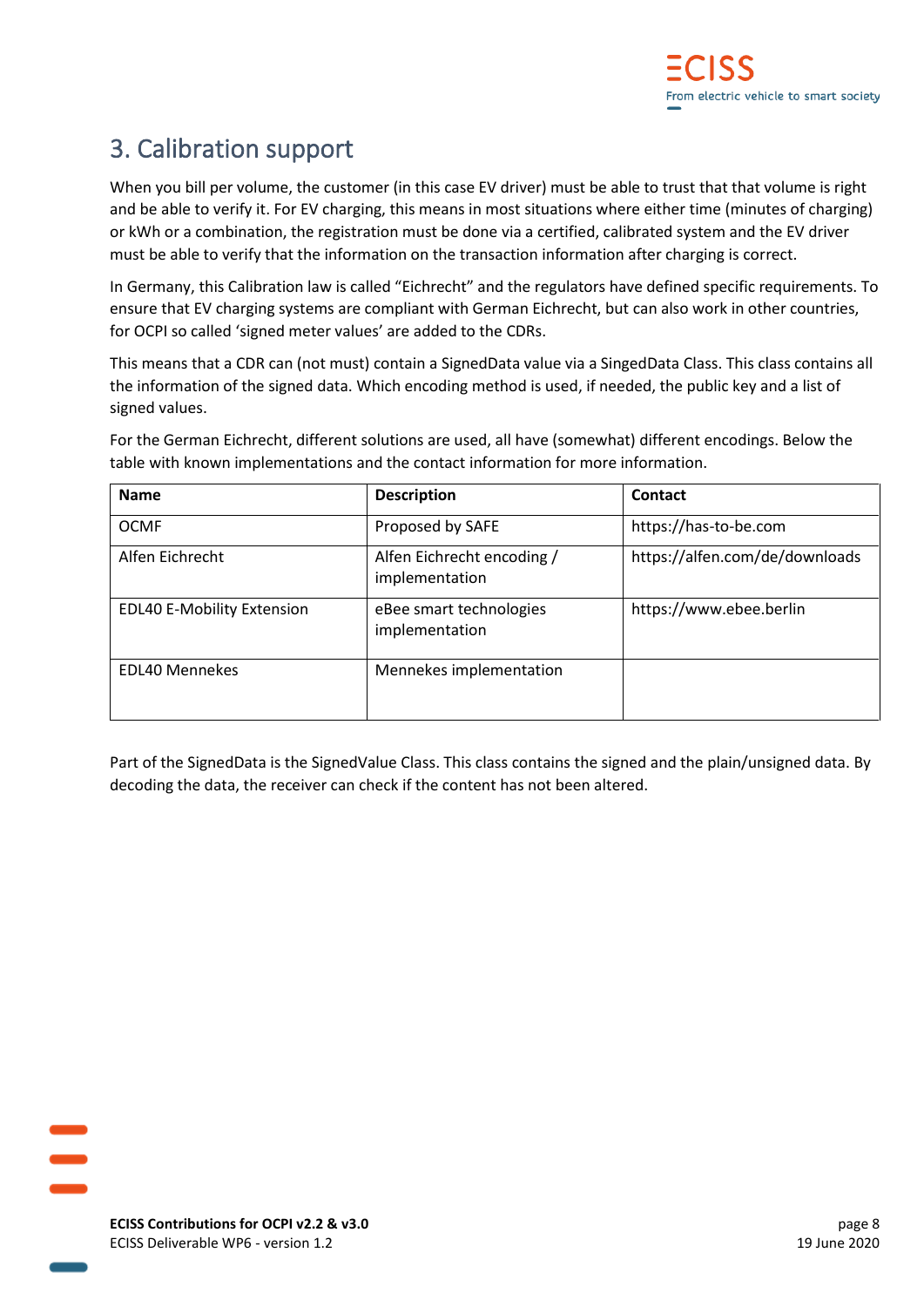# 3. Calibration support

When you bill per volume, the customer (in this case EV driver) must be able to trust that that volume is right and be able to verify it. For EV charging, this means in most situations where either time (minutes of charging) or kWh or a combination, the registration must be done via a certified, calibrated system and the EV driver must be able to verify that the information on the transaction information after charging is correct.

In Germany, this Calibration law is called "Eichrecht" and the regulators have defined specific requirements. To ensure that EV charging systems are compliant with German Eichrecht, but can also work in other countries, for OCPI so called 'signed meter values' are added to the CDRs.

This means that a CDR can (not must) contain a SignedData value via a SingedData Class. This class contains all the information of the signed data. Which encoding method is used, if needed, the public key and a list of signed values.

For the German Eichrecht, different solutions are used, all have (somewhat) different encodings. Below the table with known implementations and the contact information for more information.

| Name | Description | Contact |
|---|---|---|
| OCMF | Proposed by SAFE | https://has-to-be.com |
| Alfen Eichrecht | Alfen Eichrecht encoding / implementation | https://alfen.com/de/downloads |
| EDL40 E-Mobility Extension | eBee smart technologies implementation | https://www.ebee.berlin |
| EDL40 Mennekes | Mennekes implementation | |

Part of the SignedData is the SignedValue Class. This class contains the signed and the plain/unsigned data. By decoding the data, the receiver can check if the content has not been altered.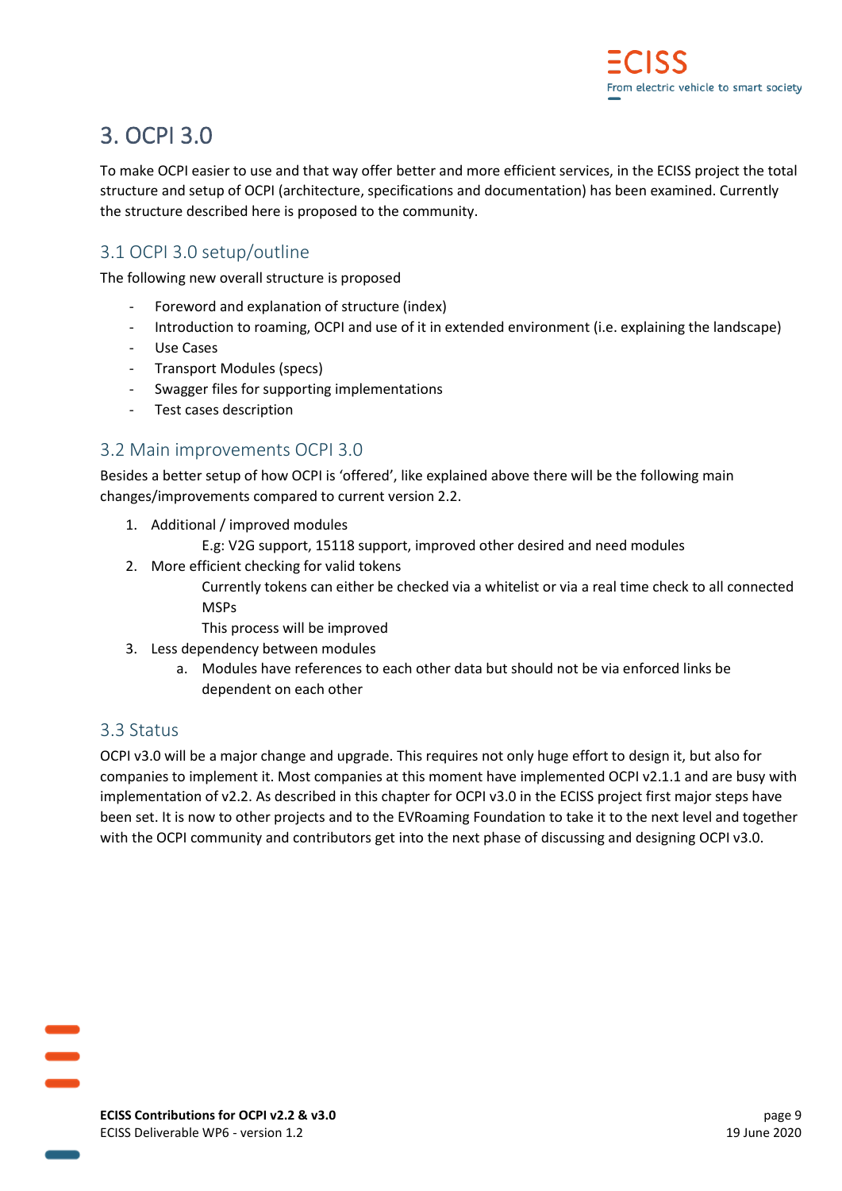# 3. OCPI 3.0

To make OCPI easier to use and that way offer better and more efficient services, in the ECISS project the total structure and setup of OCPI (architecture, specifications and documentation) has been examined. Currently the structure described here is proposed to the community.

## 3.1 OCPI 3.0 setup/outline

The following new overall structure is proposed

- Foreword and explanation of structure (index)
- Introduction to roaming, OCPI and use of it in extended environment (i.e. explaining the landscape)
- Use Cases
- Transport Modules (specs)
- Swagger files for supporting implementations
- Test cases description

## 3.2 Main improvements OCPI 3.0

Besides a better setup of how OCPI is 'offered', like explained above there will be the following main changes/improvements compared to current version 2.2.

1. Additional / improved modules

   E.g: V2G support, 15118 support, improved other desired and need modules

2. More efficient checking for valid tokens

   Currently tokens can either be checked via a whitelist or via a real time check to all connected MSPs

   This process will be improved

3. Less dependency between modules
   a. Modules have references to each other data but should not be via enforced links be dependent on each other

## 3.3 Status

OCPI v3.0 will be a major change and upgrade. This requires not only huge effort to design it, but also for companies to implement it. Most companies at this moment have implemented OCPI v2.1.1 and are busy with implementation of v2.2. As described in this chapter for OCPI v3.0 in the ECISS project first major steps have been set. It is now to other projects and to the EVRoaming Foundation to take it to the next level and together with the OCPI community and contributors get into the next phase of discussing and designing OCPI v3.0.